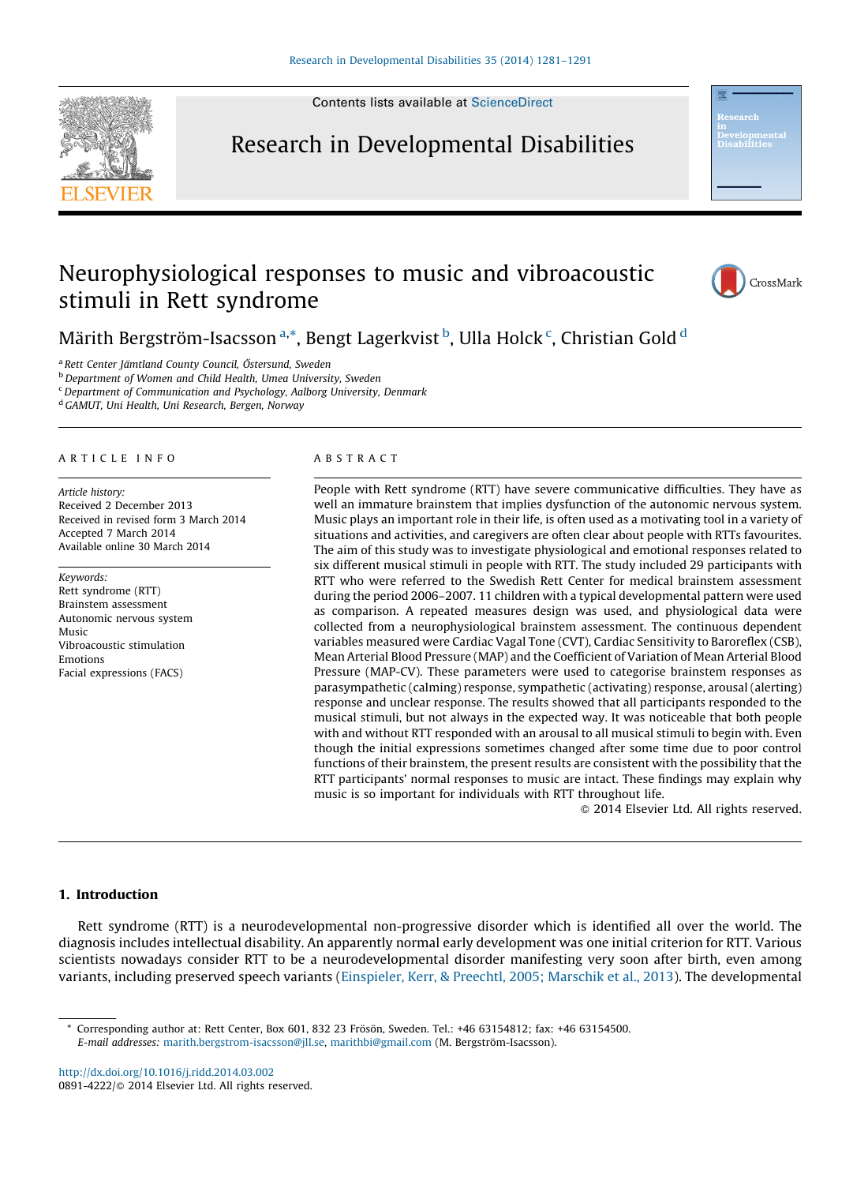# Neurophysiological responses to music and vibroacoustic stimuli in Rett syndrome

Märith Bergström-Isacsson [a,*], Bengt Lagerkvist [b], Ulla Holck [c], Christian Gold [d]

[a] Rett Center Jämtland County Council, Östersund, Sweden
[b] Department of Women and Child Health, Umea University, Sweden
[c] Department of Communication and Psychology, Aalborg University, Denmark
[d] GAMUT, Uni Health, Uni Research, Bergen, Norway

## ARTICLE INFO

*Article history:*
Received 2 December 2013
Received in revised form 3 March 2014
Accepted 7 March 2014
Available online 30 March 2014

*Keywords:*
Rett syndrome (RTT)
Brainstem assessment
Autonomic nervous system
Music
Vibroacoustic stimulation
Emotions
Facial expressions (FACS)

## ABSTRACT

People with Rett syndrome (RTT) have severe communicative difficulties. They have as well an immature brainstem that implies dysfunction of the autonomic nervous system. Music plays an important role in their life, is often used as a motivating tool in a variety of situations and activities, and caregivers are often clear about people with RTTs favourites. The aim of this study was to investigate physiological and emotional responses related to six different musical stimuli in people with RTT. The study included 29 participants with RTT who were referred to the Swedish Rett Center for medical brainstem assessment during the period 2006–2007. 11 children with a typical developmental pattern were used as comparison. A repeated measures design was used, and physiological data were collected from a neurophysiological brainstem assessment. The continuous dependent variables measured were Cardiac Vagal Tone (CVT), Cardiac Sensitivity to Baroreflex (CSB), Mean Arterial Blood Pressure (MAP) and the Coefficient of Variation of Mean Arterial Blood Pressure (MAP-CV). These parameters were used to categorise brainstem responses as parasympathetic (calming) response, sympathetic (activating) response, arousal (alerting) response and unclear response. The results showed that all participants responded to the musical stimuli, but not always in the expected way. It was noticeable that both people with and without RTT responded with an arousal to all musical stimuli to begin with. Even though the initial expressions sometimes changed after some time due to poor control functions of their brainstem, the present results are consistent with the possibility that the RTT participants' normal responses to music are intact. These findings may explain why music is so important for individuals with RTT throughout life.

© 2014 Elsevier Ltd. All rights reserved.

## 1. Introduction

Rett syndrome (RTT) is a neurodevelopmental non-progressive disorder which is identified all over the world. The diagnosis includes intellectual disability. An apparently normal early development was one initial criterion for RTT. Various scientists nowadays consider RTT to be a neurodevelopmental disorder manifesting very soon after birth, even among variants, including preserved speech variants (Einspieler, Kerr, & Preechtl, 2005; Marschik et al., 2013). The developmental

---

* Corresponding author at: Rett Center, Box 601, 832 23 Frösön, Sweden. Tel.: +46 63154812; fax: +46 63154500.
*E-mail addresses:* marith.bergstrom-isacsson@jll.se, marithbi@gmail.com (M. Bergström-Isacsson).

http://dx.doi.org/10.1016/j.ridd.2014.03.002
0891-4222/© 2014 Elsevier Ltd. All rights reserved.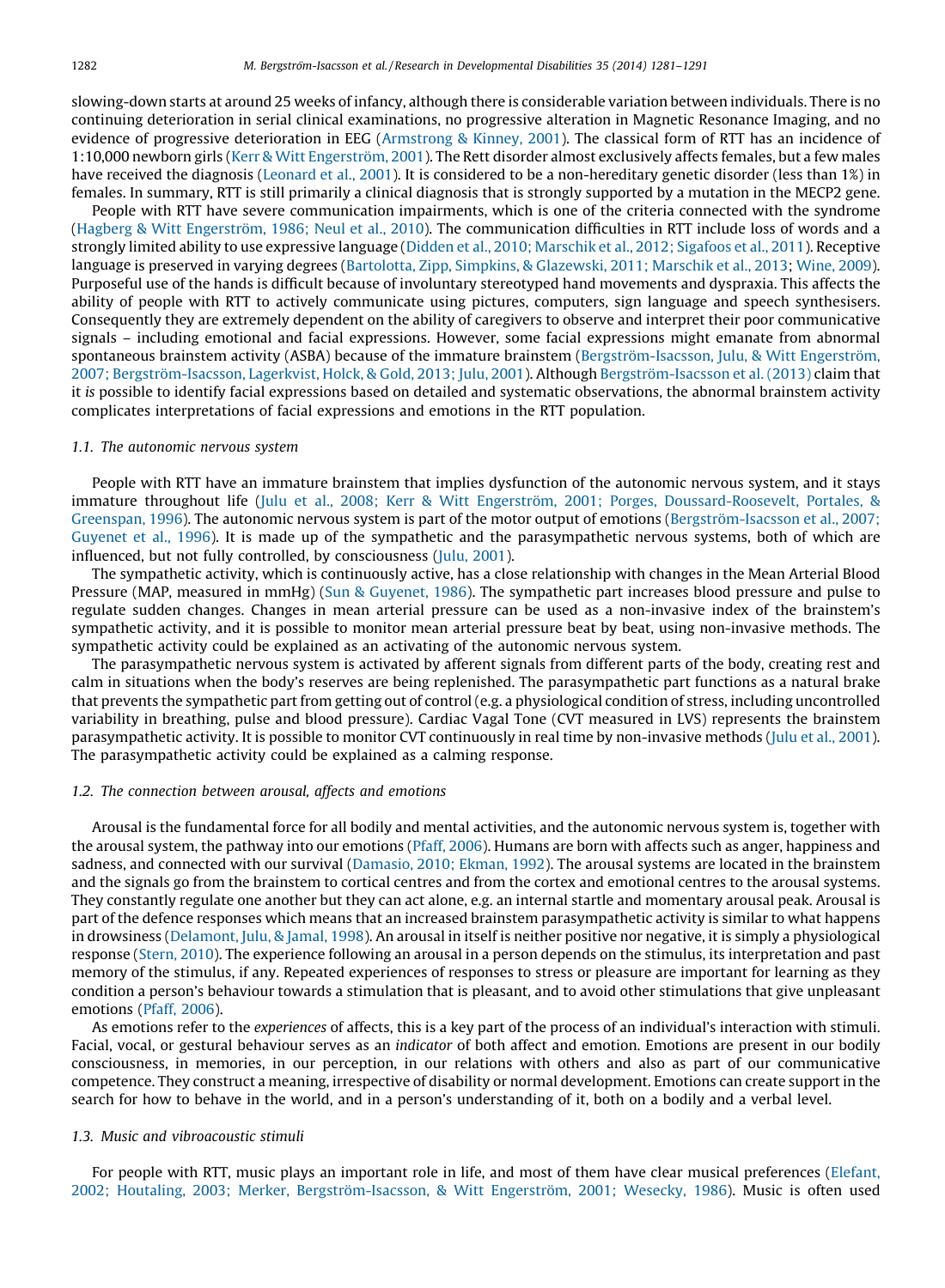slowing-down starts at around 25 weeks of infancy, although there is considerable variation between individuals. There is no continuing deterioration in serial clinical examinations, no progressive alteration in Magnetic Resonance Imaging, and no evidence of progressive deterioration in EEG (Armstrong & Kinney, 2001). The classical form of RTT has an incidence of 1:10,000 newborn girls (Kerr & Witt Engerström, 2001). The Rett disorder almost exclusively affects females, but a few males have received the diagnosis (Leonard et al., 2001). It is considered to be a non-hereditary genetic disorder (less than 1%) in females. In summary, RTT is still primarily a clinical diagnosis that is strongly supported by a mutation in the MECP2 gene.

People with RTT have severe communication impairments, which is one of the criteria connected with the syndrome (Hagberg & Witt Engerström, 1986; Neul et al., 2010). The communication difficulties in RTT include loss of words and a strongly limited ability to use expressive language (Didden et al., 2010; Marschik et al., 2012; Sigafoos et al., 2011). Receptive language is preserved in varying degrees (Bartolotta, Zipp, Simpkins, & Glazewski, 2011; Marschik et al., 2013; Wine, 2009). Purposeful use of the hands is difficult because of involuntary stereotyped hand movements and dyspraxia. This affects the ability of people with RTT to actively communicate using pictures, computers, sign language and speech synthesisers. Consequently they are extremely dependent on the ability of caregivers to observe and interpret their poor communicative signals – including emotional and facial expressions. However, some facial expressions might emanate from abnormal spontaneous brainstem activity (ASBA) because of the immature brainstem (Bergström-Isacsson, Julu, & Witt Engerström, 2007; Bergström-Isacsson, Lagerkvist, Holck, & Gold, 2013; Julu, 2001). Although Bergström-Isacsson et al. (2013) claim that it *is* possible to identify facial expressions based on detailed and systematic observations, the abnormal brainstem activity complicates interpretations of facial expressions and emotions in the RTT population.

### 1.1. The autonomic nervous system

People with RTT have an immature brainstem that implies dysfunction of the autonomic nervous system, and it stays immature throughout life (Julu et al., 2008; Kerr & Witt Engerström, 2001; Porges, Doussard-Roosevelt, Portales, & Greenspan, 1996). The autonomic nervous system is part of the motor output of emotions (Bergström-Isacsson et al., 2007; Guyenet et al., 1996). It is made up of the sympathetic and the parasympathetic nervous systems, both of which are influenced, but not fully controlled, by consciousness (Julu, 2001).

The sympathetic activity, which is continuously active, has a close relationship with changes in the Mean Arterial Blood Pressure (MAP, measured in mmHg) (Sun & Guyenet, 1986). The sympathetic part increases blood pressure and pulse to regulate sudden changes. Changes in mean arterial pressure can be used as a non-invasive index of the brainstem's sympathetic activity, and it is possible to monitor mean arterial pressure beat by beat, using non-invasive methods. The sympathetic activity could be explained as an activating of the autonomic nervous system.

The parasympathetic nervous system is activated by afferent signals from different parts of the body, creating rest and calm in situations when the body's reserves are being replenished. The parasympathetic part functions as a natural brake that prevents the sympathetic part from getting out of control (e.g. a physiological condition of stress, including uncontrolled variability in breathing, pulse and blood pressure). Cardiac Vagal Tone (CVT measured in LVS) represents the brainstem parasympathetic activity. It is possible to monitor CVT continuously in real time by non-invasive methods (Julu et al., 2001). The parasympathetic activity could be explained as a calming response.

### 1.2. The connection between arousal, affects and emotions

Arousal is the fundamental force for all bodily and mental activities, and the autonomic nervous system is, together with the arousal system, the pathway into our emotions (Pfaff, 2006). Humans are born with affects such as anger, happiness and sadness, and connected with our survival (Damasio, 2010; Ekman, 1992). The arousal systems are located in the brainstem and the signals go from the brainstem to cortical centres and from the cortex and emotional centres to the arousal systems. They constantly regulate one another but they can act alone, e.g. an internal startle and momentary arousal peak. Arousal is part of the defence responses which means that an increased brainstem parasympathetic activity is similar to what happens in drowsiness (Delamont, Julu, & Jamal, 1998). An arousal in itself is neither positive nor negative, it is simply a physiological response (Stern, 2010). The experience following an arousal in a person depends on the stimulus, its interpretation and past memory of the stimulus, if any. Repeated experiences of responses to stress or pleasure are important for learning as they condition a person's behaviour towards a stimulation that is pleasant, and to avoid other stimulations that give unpleasant emotions (Pfaff, 2006).

As emotions refer to the *experiences* of affects, this is a key part of the process of an individual's interaction with stimuli. Facial, vocal, or gestural behaviour serves as an *indicator* of both affect and emotion. Emotions are present in our bodily consciousness, in memories, in our perception, in our relations with others and also as part of our communicative competence. They construct a meaning, irrespective of disability or normal development. Emotions can create support in the search for how to behave in the world, and in a person's understanding of it, both on a bodily and a verbal level.

### 1.3. Music and vibroacoustic stimuli

For people with RTT, music plays an important role in life, and most of them have clear musical preferences (Elefant, 2002; Houtaling, 2003; Merker, Bergström-Isacsson, & Witt Engerström, 2001; Wesecky, 1986). Music is often used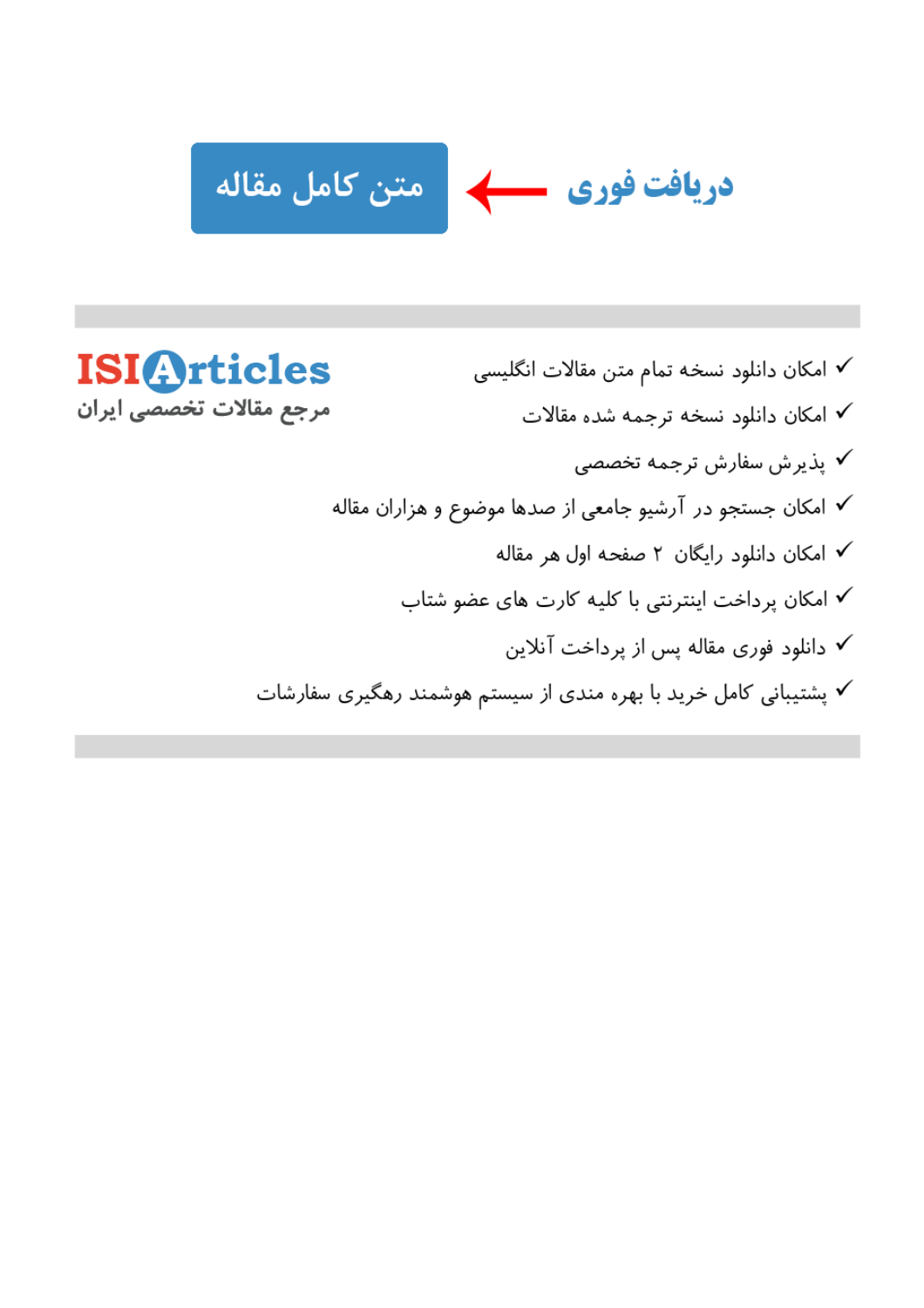دریافت فوری ← **متن کامل مقاله**

**ISIArticles**
مرجع مقالات تخصصی ایران

- ✓ امکان دانلود نسخه تمام متن مقالات انگلیسی
- ✓ امکان دانلود نسخه ترجمه شده مقالات
- ✓ پذیرش سفارش ترجمه تخصصی
- ✓ امکان جستجو در آرشیو جامعی از صدها موضوع و هزاران مقاله
- ✓ امکان دانلود رایگان ۲ صفحه اول هر مقاله
- ✓ امکان پرداخت اینترنتی با کلیه کارت های عضو شتاب
- ✓ دانلود فوری مقاله پس از پرداخت آنلاین
- ✓ پشتیبانی کامل خرید با بهره مندی از سیستم هوشمند رهگیری سفارشات